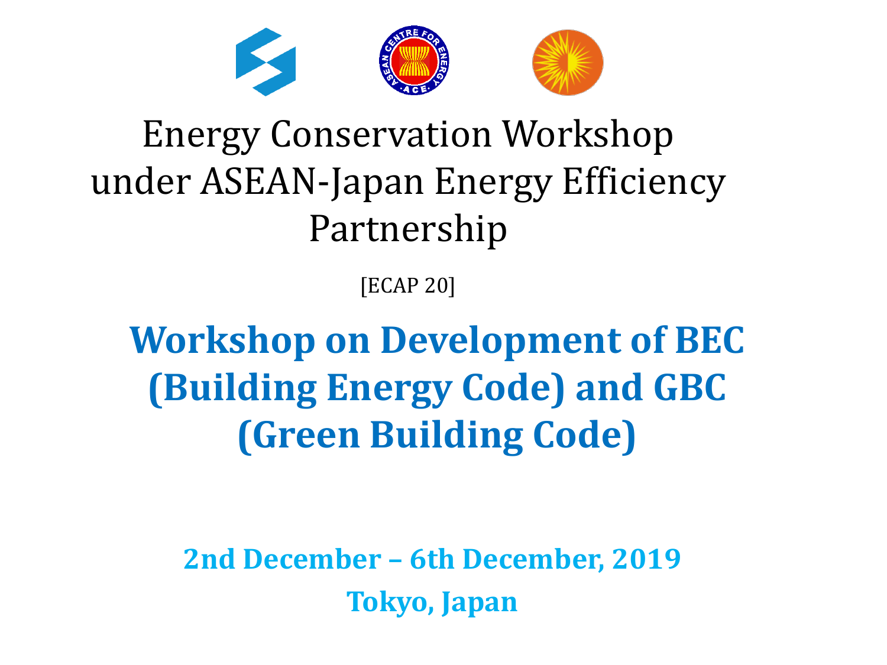# Energy Conservation Workshop under ASEAN-Japan Energy Efficiency Partnership

[ECAP 20]

## Workshop on Development of BEC (Building Energy Code) and GBC (Green Building Code)

**2nd December – 6th December, 2019**

**Tokyo, Japan**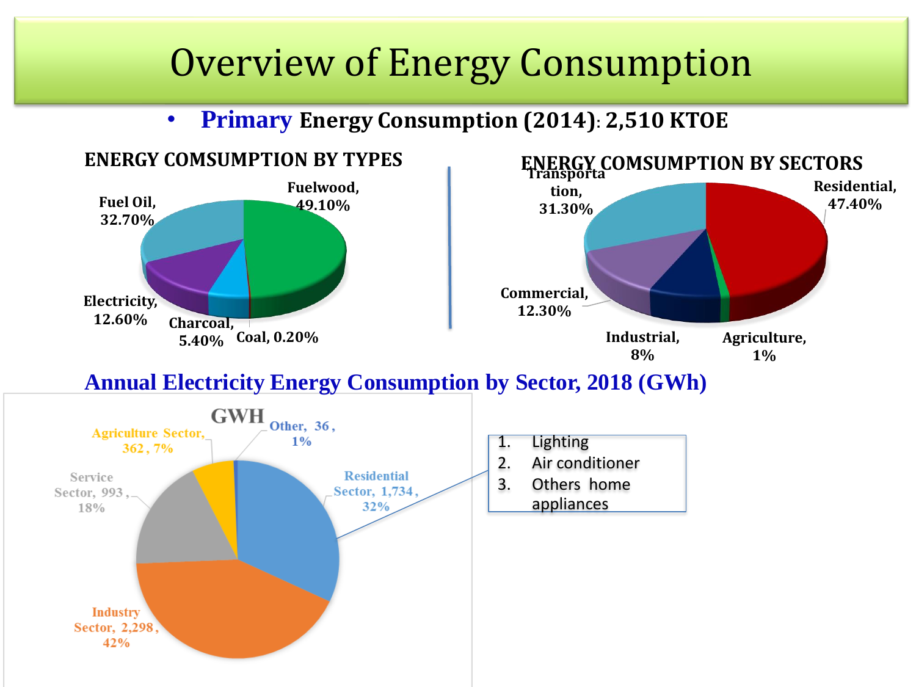# Overview of Energy Consumption

- **Primary Energy Consumption (2014): 2,510 KTOE**

**ENERGY COMSUMPTION BY TYPES**

| Type | Share |
|---|---|
| Fuelwood | 49.10% |
| Fuel Oil | 32.70% |
| Electricity | 12.60% |
| Charcoal | 5.40% |
| Coal | 0.20% |

**ENERGY COMSUMPTION BY SECTORS**

| Sector | Share |
|---|---|
| Residential | 47.40% |
| Transportation | 31.30% |
| Commercial | 12.30% |
| Industrial | 8% |
| Agriculture | 1% |

## Annual Electricity Energy Consumption by Sector, 2018 (GWh)

**GWH**

| Sector | GWh | Share |
|---|---|---|
| Industry Sector | 2,298 | 42% |
| Residential Sector | 1,734 | 32% |
| Service Sector | 993 | 18% |
| Agriculture Sector | 362 | 7% |
| Other | 36 | 1% |

Residential Sector:

1. Lighting
2. Air conditioner
3. Others home appliances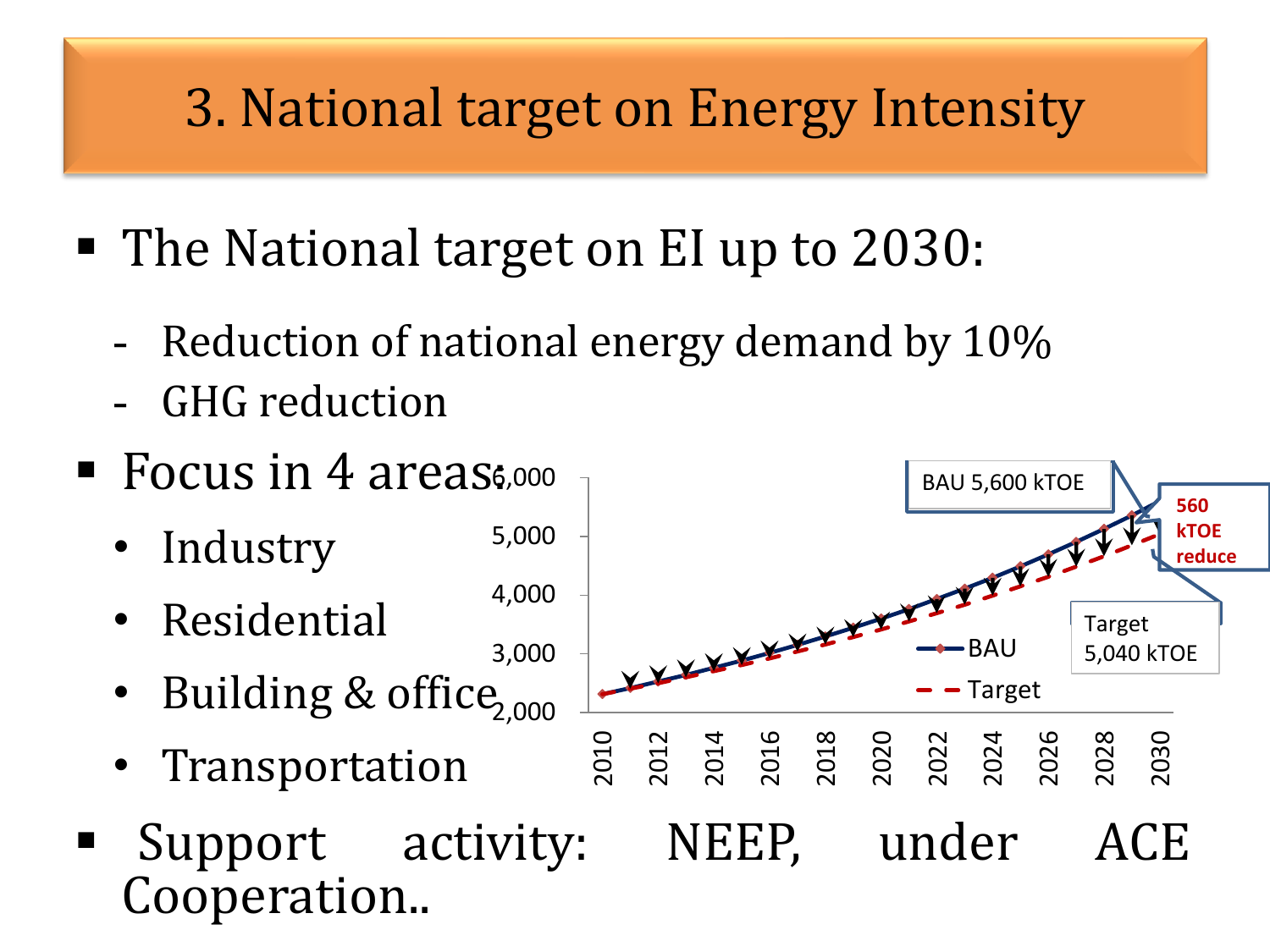# 3. National target on Energy Intensity

- The National target on EI up to 2030:
  - Reduction of national energy demand by 10%
  - GHG reduction
- Focus in 4 areas:
  - Industry
  - Residential
  - Building & office
  - Transportation
- Support activity: NEEP, under ACE Cooperation..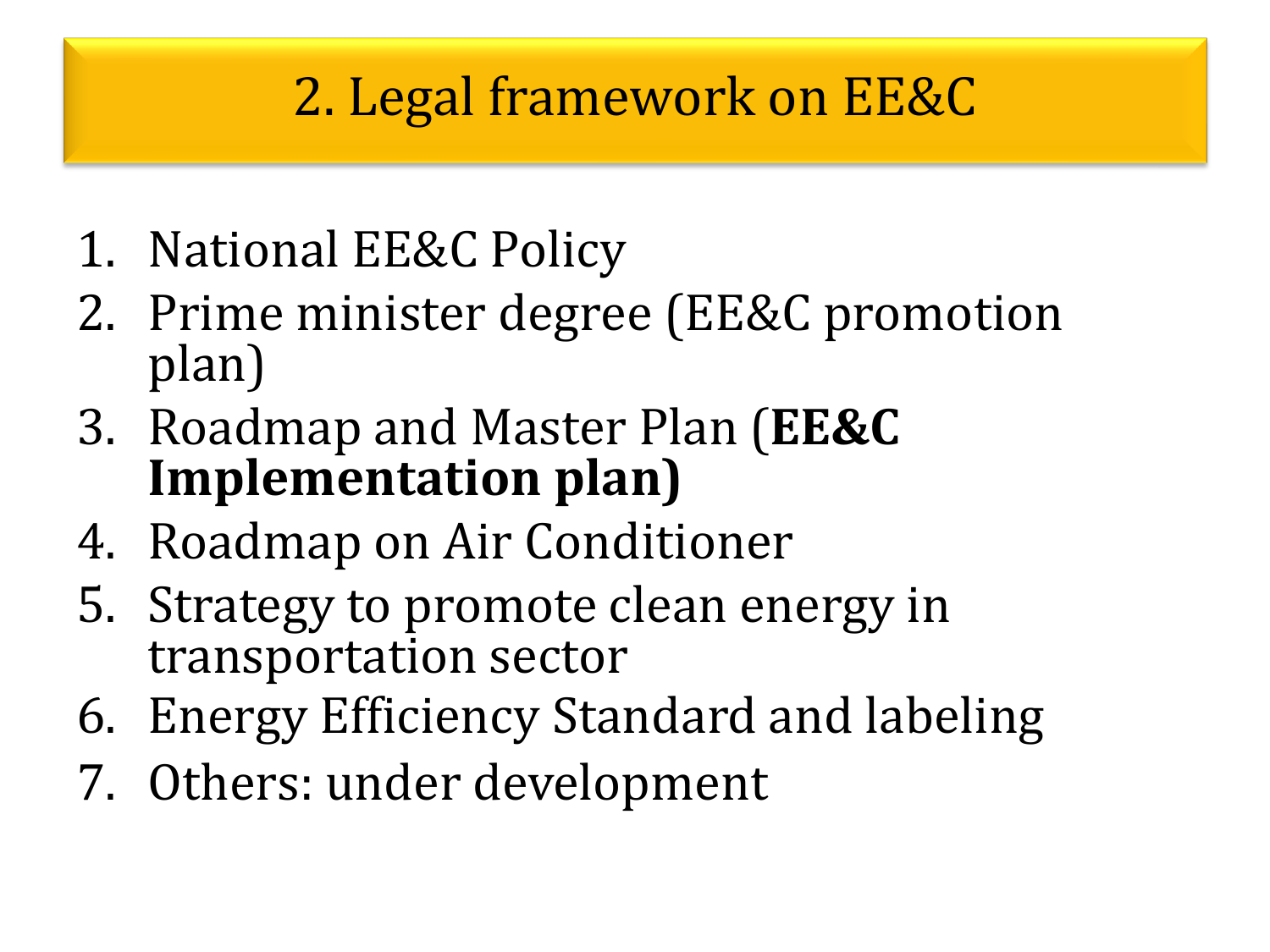# 2. Legal framework on EE&C

1. National EE&C Policy
2. Prime minister degree (EE&C promotion plan)
3. Roadmap and Master Plan (**EE&C Implementation plan)**
4. Roadmap on Air Conditioner
5. Strategy to promote clean energy in transportation sector
6. Energy Efficiency Standard and labeling
7. Others: under development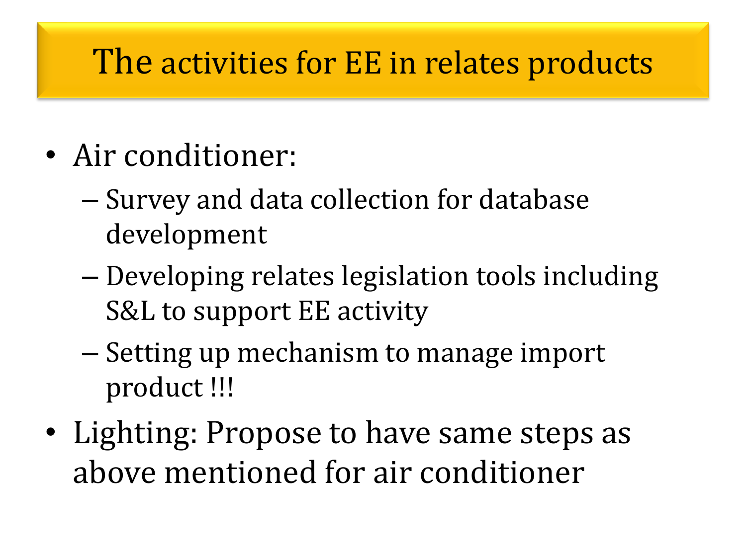# The activities for EE in relates products

- Air conditioner:
  - Survey and data collection for database development
  - Developing relates legislation tools including S&L to support EE activity
  - Setting up mechanism to manage import product !!!
- Lighting: Propose to have same steps as above mentioned for air conditioner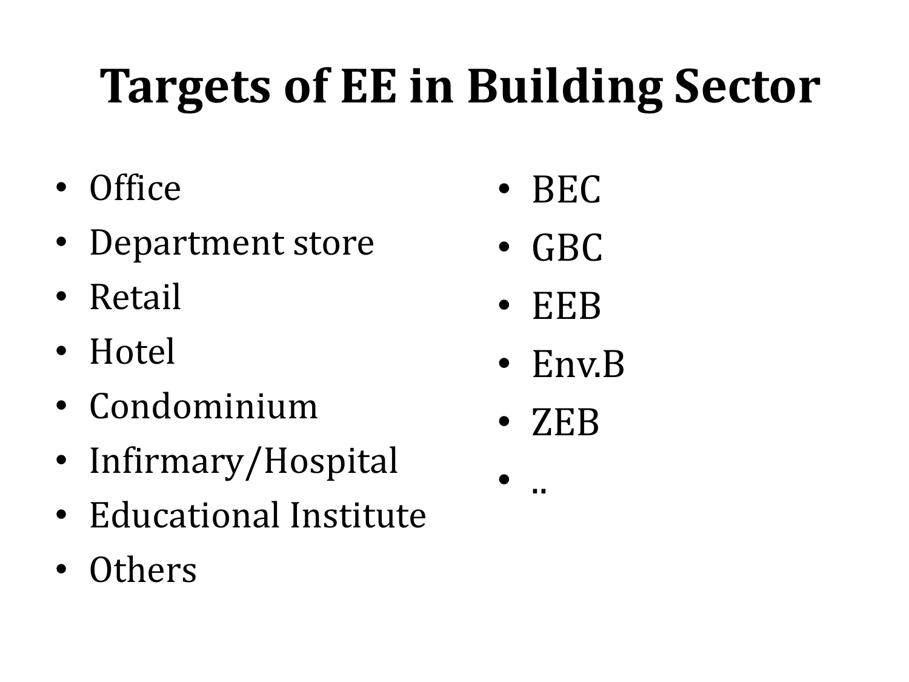# Targets of EE in Building Sector

- Office
- Department store
- Retail
- Hotel
- Condominium
- Infirmary/Hospital
- Educational Institute
- Others

- BEC
- GBC
- EEB
- Env.B
- ZEB
- ..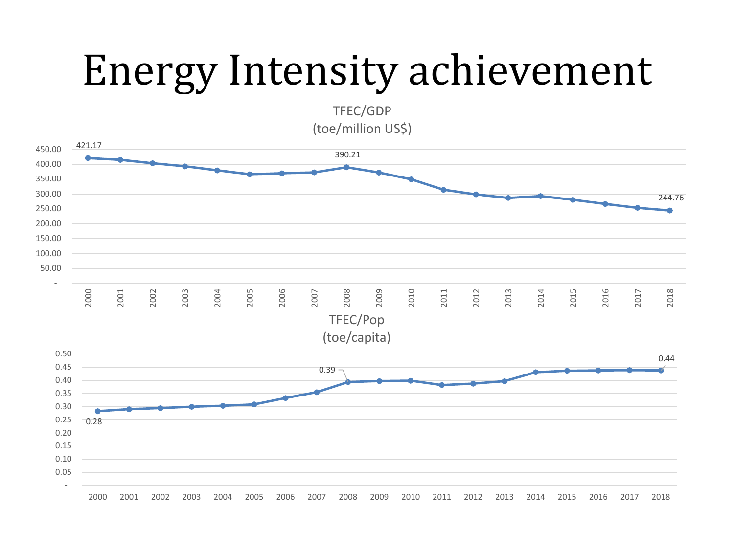# Energy Intensity achievement

TFEC/GDP
(toe/million US$)

| Year | 2000 | 2008 | 2018 |
|---|---|---|---|
| TFEC/GDP | 421.17 | 390.21 | 244.76 |

TFEC/Pop
(toe/capita)

| Year | 2000 | 2008 | 2018 |
|---|---|---|---|
| TFEC/Pop | 0.28 | 0.39 | 0.44 |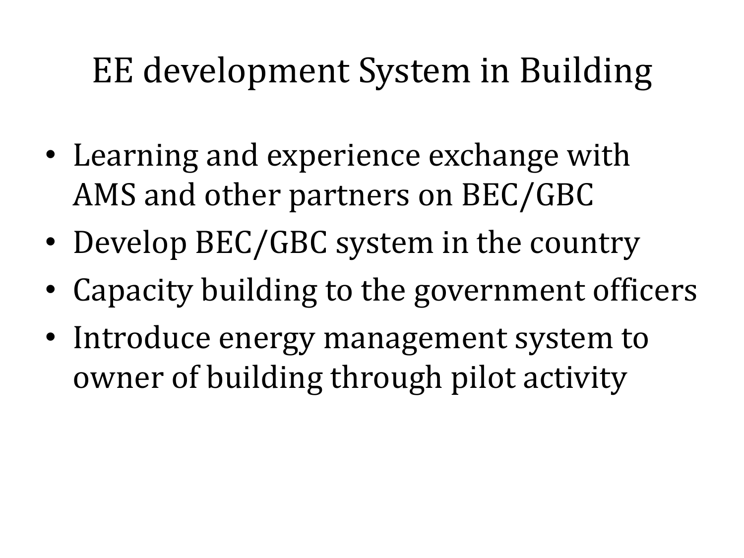# EE development System in Building

- Learning and experience exchange with AMS and other partners on BEC/GBC
- Develop BEC/GBC system in the country
- Capacity building to the government officers
- Introduce energy management system to owner of building through pilot activity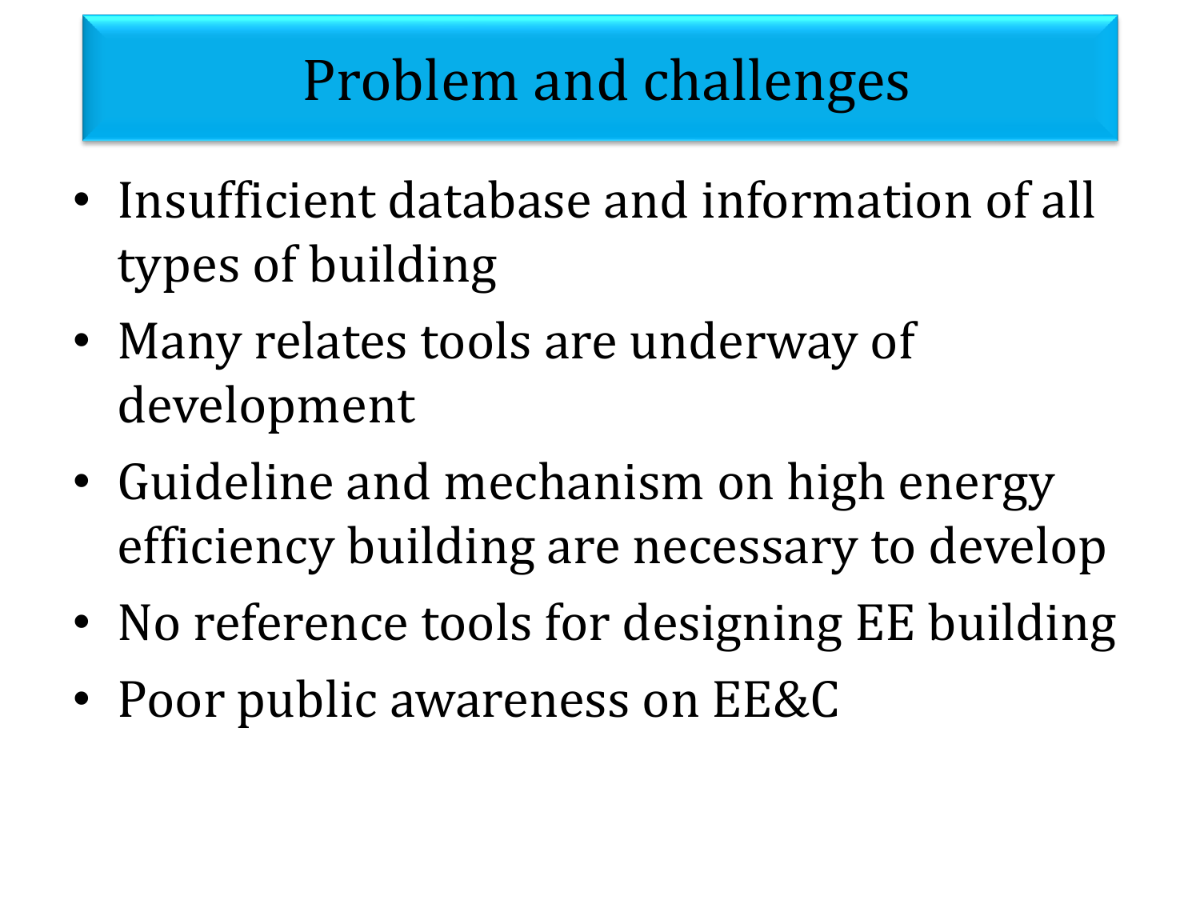# Problem and challenges

- Insufficient database and information of all types of building
- Many relates tools are underway of development
- Guideline and mechanism on high energy efficiency building are necessary to develop
- No reference tools for designing EE building
- Poor public awareness on EE&C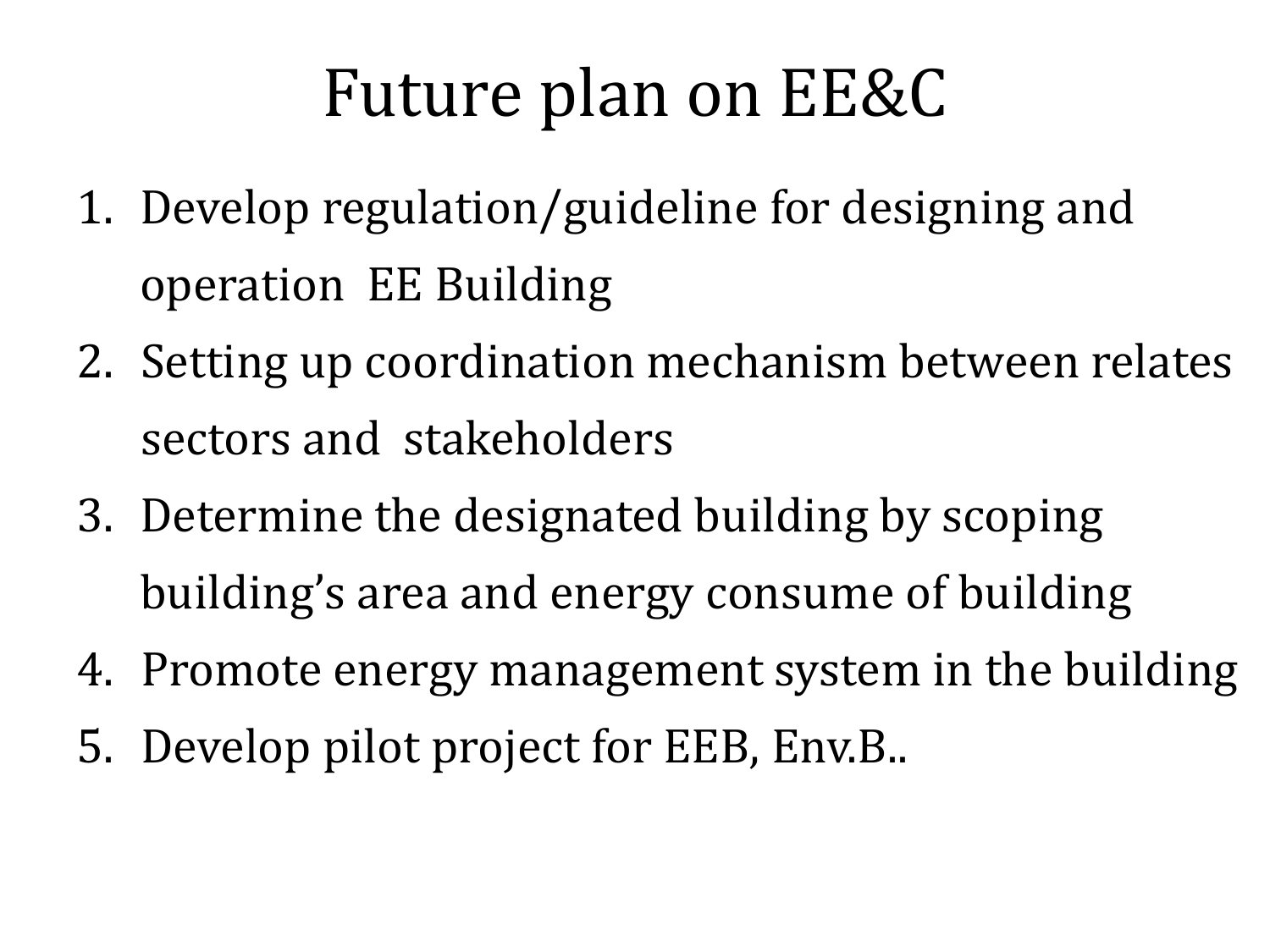# Future plan on EE&C

1. Develop regulation/guideline for designing and operation EE Building
2. Setting up coordination mechanism between relates sectors and stakeholders
3. Determine the designated building by scoping building's area and energy consume of building
4. Promote energy management system in the building
5. Develop pilot project for EEB, Env.B..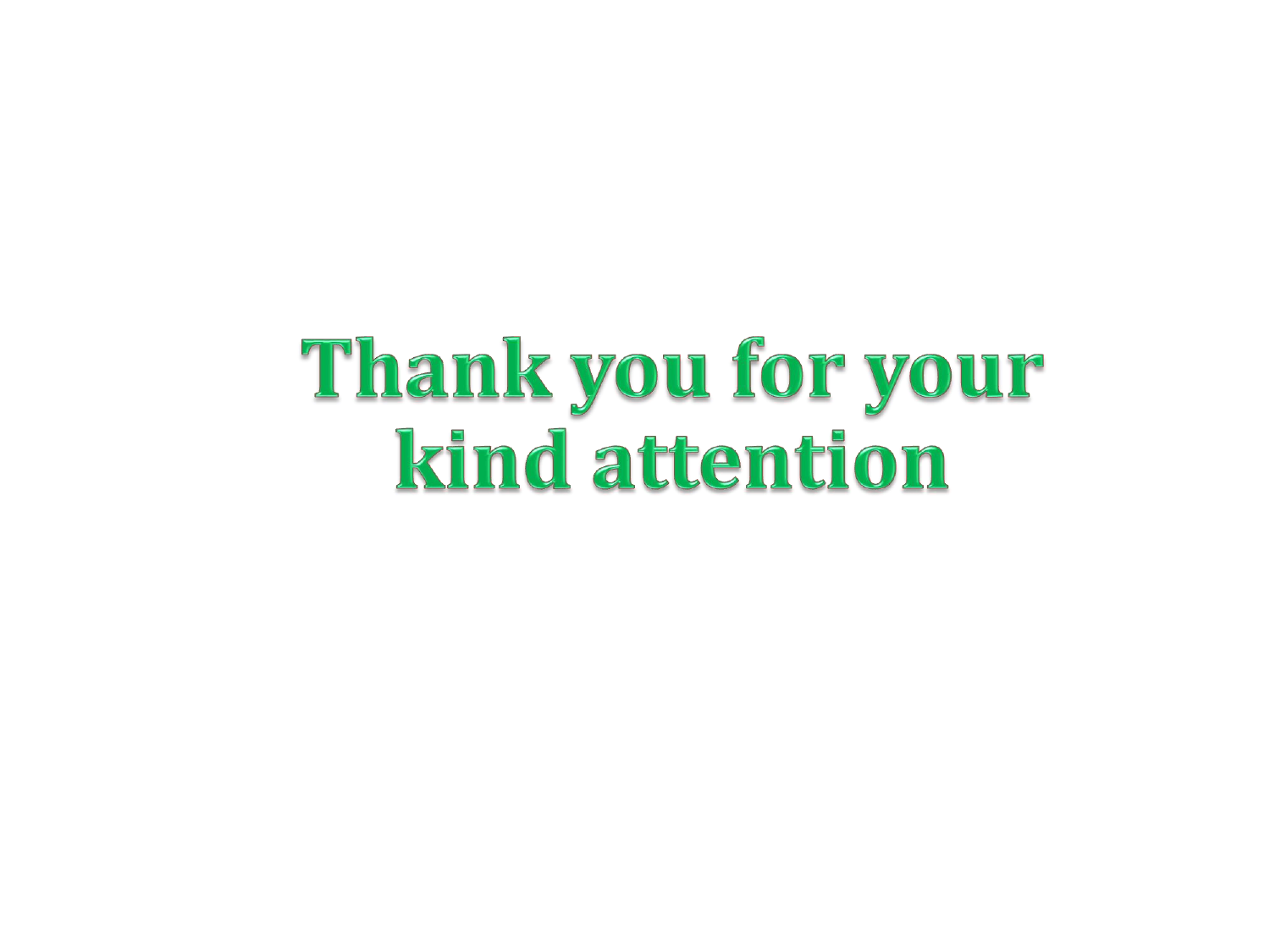# Thank you for your kind attention